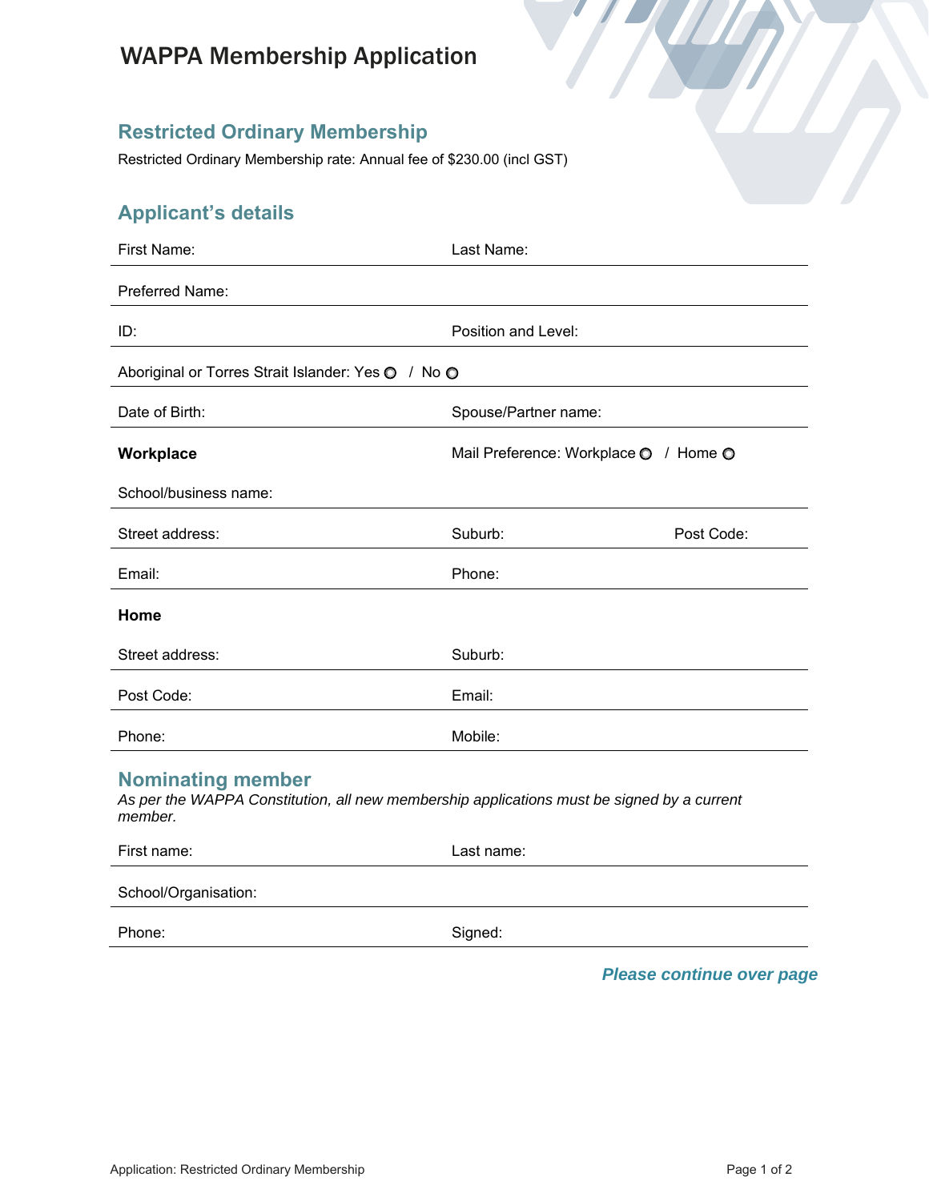# WAPPA Membership Application

## Restricted Ordinary Membership

Restricted Ordinary Membership rate: Annual fee of $230.00 (incl GST)

## Applicant's details

First Name: Last Name:

Preferred Name:

ID: Position and Level:

Aboriginal or Torres Strait Islander: Yes ○ / No ○

Date of Birth: Spouse/Partner name:

**Workplace** Mail Preference: Workplace ○ / Home ○

School/business name:

Street address: Suburb: Post Code:

Email: Phone:

**Home**

Street address: Suburb:

Post Code: Email:

Phone: Mobile:

## Nominating member

*As per the WAPPA Constitution, all new membership applications must be signed by a current member.*

First name: Last name:

School/Organisation:

Phone: Signed:

***Please continue over page***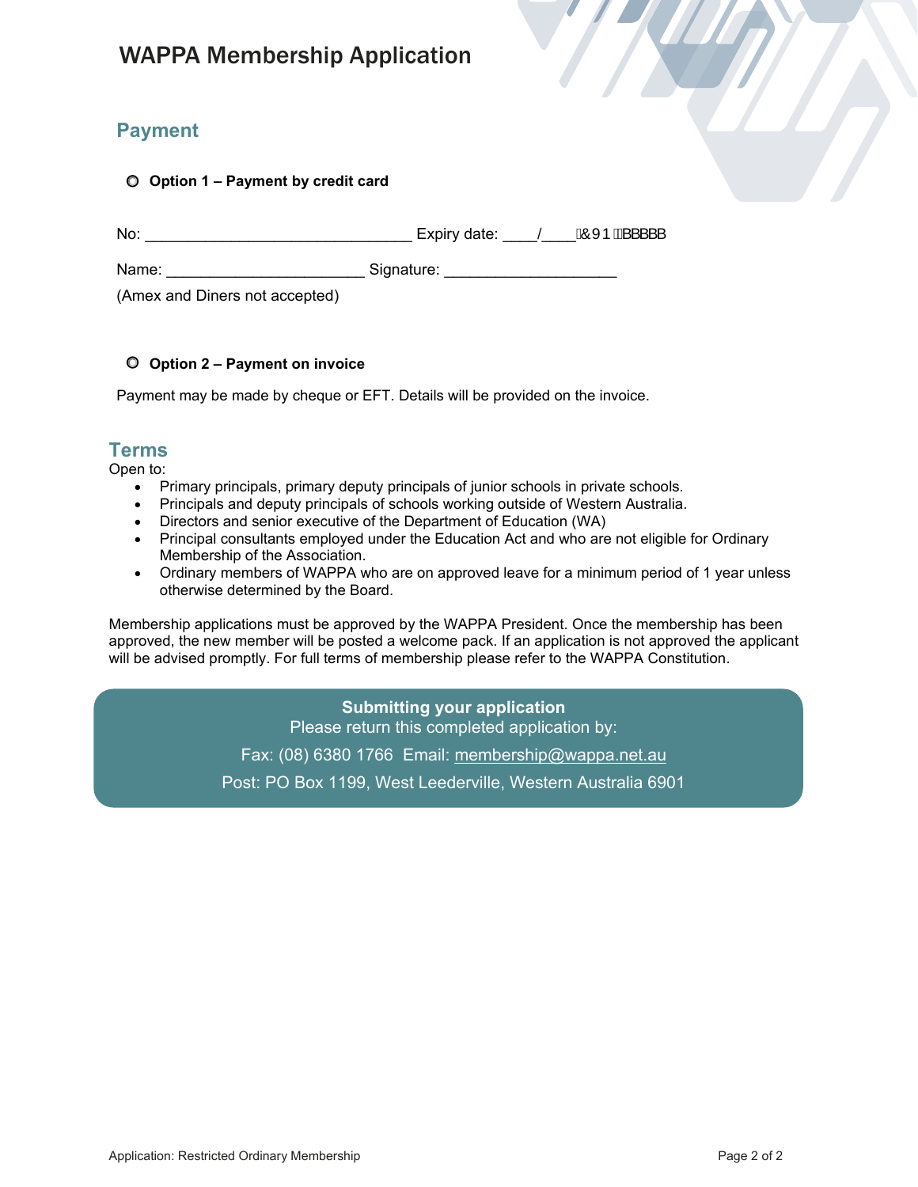# WAPPA Membership Application

## Payment

○ **Option 1 – Payment by credit card**

No: ______________________________ Expiry date: ____/____ CVN: _____

Name: ______________________ Signature: ___________________

(Amex and Diners not accepted)

○ **Option 2 – Payment on invoice**

Payment may be made by cheque or EFT. Details will be provided on the invoice.

## Terms

Open to:

- Primary principals, primary deputy principals of junior schools in private schools.
- Principals and deputy principals of schools working outside of Western Australia.
- Directors and senior executive of the Department of Education (WA)
- Principal consultants employed under the Education Act and who are not eligible for Ordinary Membership of the Association.
- Ordinary members of WAPPA who are on approved leave for a minimum period of 1 year unless otherwise determined by the Board.

Membership applications must be approved by the WAPPA President. Once the membership has been approved, the new member will be posted a welcome pack. If an application is not approved the applicant will be advised promptly. For full terms of membership please refer to the WAPPA Constitution.

**Submitting your application**

Please return this completed application by:

Fax: (08) 6380 1766 Email: membership@wappa.net.au

Post: PO Box 1199, West Leederville, Western Australia 6901